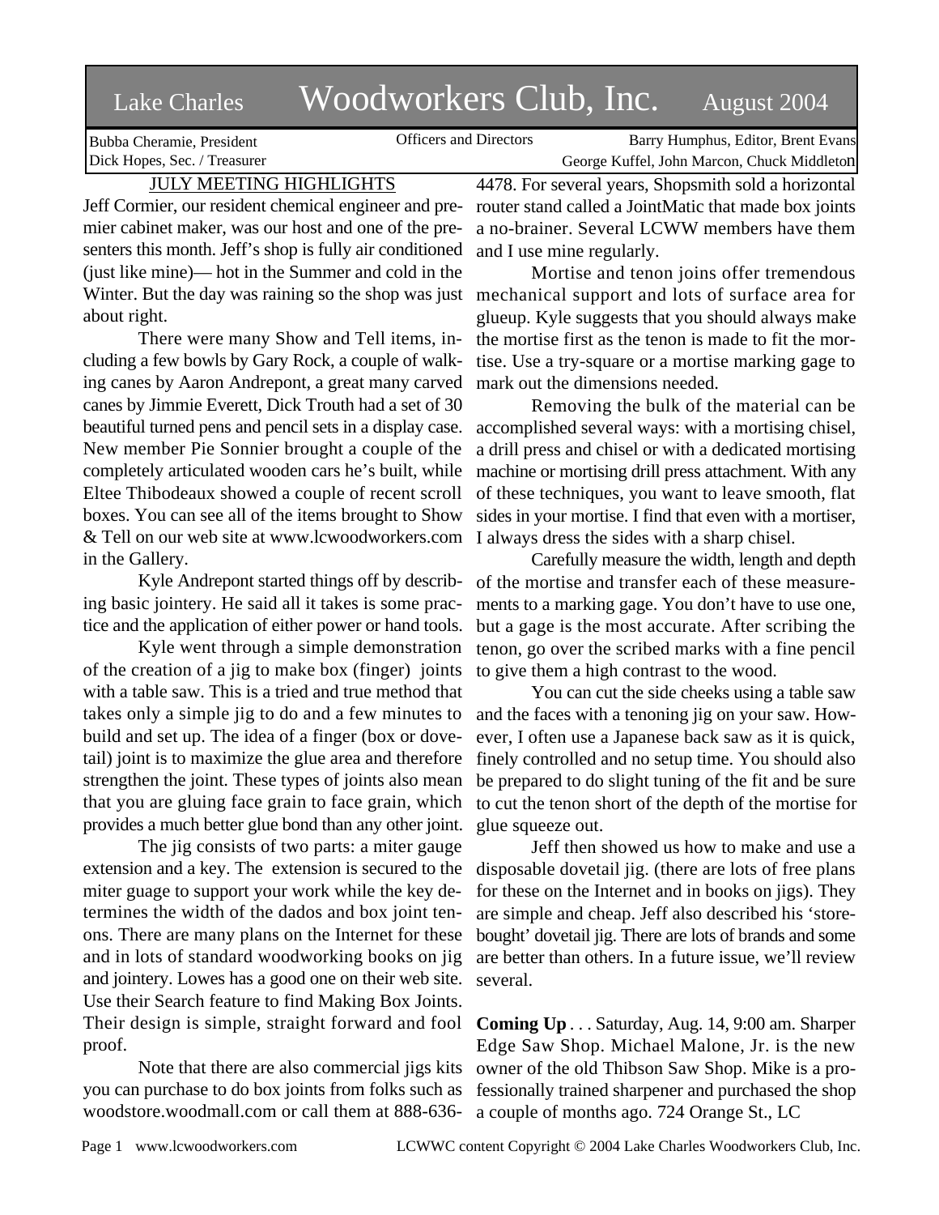# Lake Charles Woodworkers Club, Inc. August 2004

Bubba Cheramie, President
Dick Hopes, Sec. / Treasurer

Officers and Directors

Barry Humphus, Editor, Brent Evans
George Kuffel, John Marcon, Chuck Middleton

## JULY MEETING HIGHLIGHTS

Jeff Cormier, our resident chemical engineer and premier cabinet maker, was our host and one of the presenters this month. Jeff's shop is fully air conditioned (just like mine)— hot in the Summer and cold in the Winter. But the day was raining so the shop was just about right.

There were many Show and Tell items, including a few bowls by Gary Rock, a couple of walking canes by Aaron Andrepont, a great many carved canes by Jimmie Everett, Dick Trouth had a set of 30 beautiful turned pens and pencil sets in a display case. New member Pie Sonnier brought a couple of the completely articulated wooden cars he's built, while Eltee Thibodeaux showed a couple of recent scroll boxes. You can see all of the items brought to Show & Tell on our web site at www.lcwoodworkers.com in the Gallery.

Kyle Andrepont started things off by describing basic jointery. He said all it takes is some practice and the application of either power or hand tools.

Kyle went through a simple demonstration of the creation of a jig to make box (finger) joints with a table saw. This is a tried and true method that takes only a simple jig to do and a few minutes to build and set up. The idea of a finger (box or dovetail) joint is to maximize the glue area and therefore strengthen the joint. These types of joints also mean that you are gluing face grain to face grain, which provides a much better glue bond than any other joint.

The jig consists of two parts: a miter gauge extension and a key. The extension is secured to the miter guage to support your work while the key determines the width of the dados and box joint tenons. There are many plans on the Internet for these and in lots of standard woodworking books on jig and jointery. Lowes has a good one on their web site. Use their Search feature to find Making Box Joints. Their design is simple, straight forward and fool proof.

Note that there are also commercial jigs kits you can purchase to do box joints from folks such as woodstore.woodmall.com or call them at 888-636-4478. For several years, Shopsmith sold a horizontal router stand called a JointMatic that made box joints a no-brainer. Several LCWW members have them and I use mine regularly.

Mortise and tenon joins offer tremendous mechanical support and lots of surface area for glueup. Kyle suggests that you should always make the mortise first as the tenon is made to fit the mortise. Use a try-square or a mortise marking gage to mark out the dimensions needed.

Removing the bulk of the material can be accomplished several ways: with a mortising chisel, a drill press and chisel or with a dedicated mortising machine or mortising drill press attachment. With any of these techniques, you want to leave smooth, flat sides in your mortise. I find that even with a mortiser, I always dress the sides with a sharp chisel.

Carefully measure the width, length and depth of the mortise and transfer each of these measurements to a marking gage. You don't have to use one, but a gage is the most accurate. After scribing the tenon, go over the scribed marks with a fine pencil to give them a high contrast to the wood.

You can cut the side cheeks using a table saw and the faces with a tenoning jig on your saw. However, I often use a Japanese back saw as it is quick, finely controlled and no setup time. You should also be prepared to do slight tuning of the fit and be sure to cut the tenon short of the depth of the mortise for glue squeeze out.

Jeff then showed us how to make and use a disposable dovetail jig. (there are lots of free plans for these on the Internet and in books on jigs). They are simple and cheap. Jeff also described his 'store-bought' dovetail jig. There are lots of brands and some are better than others. In a future issue, we'll review several.

**Coming Up** . . . Saturday, Aug. 14, 9:00 am. Sharper Edge Saw Shop. Michael Malone, Jr. is the new owner of the old Thibson Saw Shop. Mike is a professionally trained sharpener and purchased the shop a couple of months ago. 724 Orange St., LC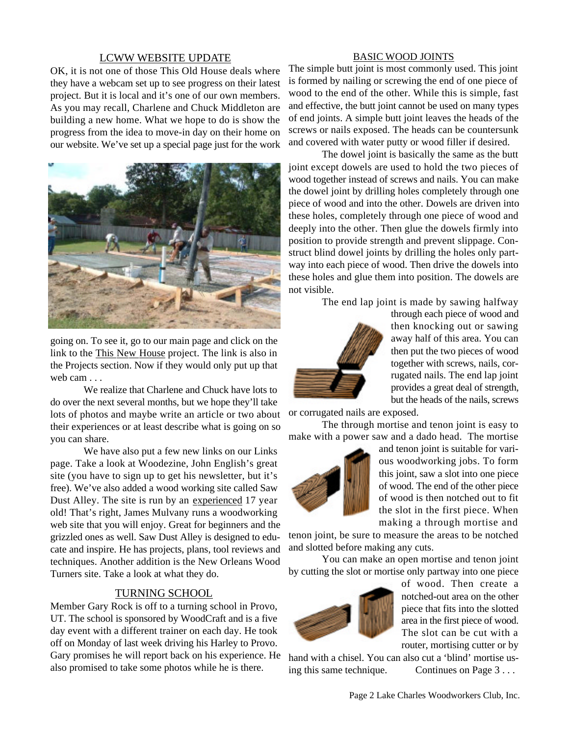## LCWW WEBSITE UPDATE

OK, it is not one of those This Old House deals where they have a webcam set up to see progress on their latest project. But it is local and it's one of our own members. As you may recall, Charlene and Chuck Middleton are building a new home. What we hope to do is show the progress from the idea to move-in day on their home on our website. We've set up a special page just for the work going on. To see it, go to our main page and click on the link to the This New House project. The link is also in the Projects section. Now if they would only put up that web cam . . .

We realize that Charlene and Chuck have lots to do over the next several months, but we hope they'll take lots of photos and maybe write an article or two about their experiences or at least describe what is going on so you can share.

We have also put a few new links on our Links page. Take a look at Woodezine, John English's great site (you have to sign up to get his newsletter, but it's free). We've also added a wood working site called Saw Dust Alley. The site is run by an experienced 17 year old! That's right, James Mulvany runs a woodworking web site that you will enjoy. Great for beginners and the grizzled ones as well. Saw Dust Alley is designed to educate and inspire. He has projects, plans, tool reviews and techniques. Another addition is the New Orleans Wood Turners site. Take a look at what they do.

## TURNING SCHOOL

Member Gary Rock is off to a turning school in Provo, UT. The school is sponsored by WoodCraft and is a five day event with a different trainer on each day. He took off on Monday of last week driving his Harley to Provo. Gary promises he will report back on his experience. He also promised to take some photos while he is there.

## BASIC WOOD JOINTS

The simple butt joint is most commonly used. This joint is formed by nailing or screwing the end of one piece of wood to the end of the other. While this is simple, fast and effective, the butt joint cannot be used on many types of end joints. A simple butt joint leaves the heads of the screws or nails exposed. The heads can be countersunk and covered with water putty or wood filler if desired.

The dowel joint is basically the same as the butt joint except dowels are used to hold the two pieces of wood together instead of screws and nails. You can make the dowel joint by drilling holes completely through one piece of wood and into the other. Dowels are driven into these holes, completely through one piece of wood and deeply into the other. Then glue the dowels firmly into position to provide strength and prevent slippage. Construct blind dowel joints by drilling the holes only partway into each piece of wood. Then drive the dowels into these holes and glue them into position. The dowels are not visible.

The end lap joint is made by sawing halfway through each piece of wood and then knocking out or sawing away half of this area. You can then put the two pieces of wood together with screws, nails, corrugated nails. The end lap joint provides a great deal of strength, but the heads of the nails, screws or corrugated nails are exposed.

The through mortise and tenon joint is easy to make with a power saw and a dado head. The mortise and tenon joint is suitable for various woodworking jobs. To form this joint, saw a slot into one piece of wood. The end of the other piece of wood is then notched out to fit the slot in the first piece. When making a through mortise and tenon joint, be sure to measure the areas to be notched and slotted before making any cuts.

You can make an open mortise and tenon joint by cutting the slot or mortise only partway into one piece of wood. Then create a notched-out area on the other piece that fits into the slotted area in the first piece of wood. The slot can be cut with a router, mortising cutter or by hand with a chisel. You can also cut a 'blind' mortise using this same technique. Continues on Page 3 . . .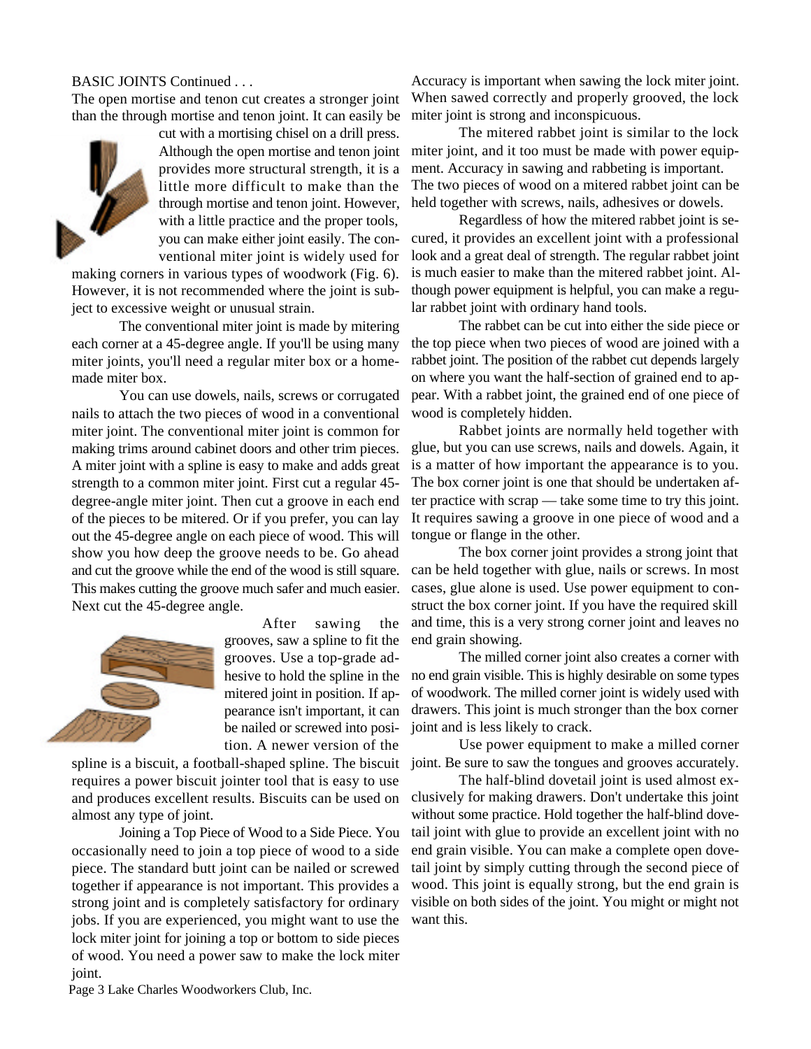BASIC JOINTS Continued . . .

The open mortise and tenon cut creates a stronger joint than the through mortise and tenon joint. It can easily be cut with a mortising chisel on a drill press. Although the open mortise and tenon joint provides more structural strength, it is a little more difficult to make than the through mortise and tenon joint. However, with a little practice and the proper tools, you can make either joint easily. The conventional miter joint is widely used for making corners in various types of woodwork (Fig. 6). However, it is not recommended where the joint is subject to excessive weight or unusual strain.

The conventional miter joint is made by mitering each corner at a 45-degree angle. If you'll be using many miter joints, you'll need a regular miter box or a homemade miter box.

You can use dowels, nails, screws or corrugated nails to attach the two pieces of wood in a conventional miter joint. The conventional miter joint is common for making trims around cabinet doors and other trim pieces. A miter joint with a spline is easy to make and adds great strength to a common miter joint. First cut a regular 45-degree-angle miter joint. Then cut a groove in each end of the pieces to be mitered. Or if you prefer, you can lay out the 45-degree angle on each piece of wood. This will show you how deep the groove needs to be. Go ahead and cut the groove while the end of the wood is still square. This makes cutting the groove much safer and much easier. Next cut the 45-degree angle.

After sawing the grooves, saw a spline to fit the grooves. Use a top-grade adhesive to hold the spline in the mitered joint in position. If appearance isn't important, it can be nailed or screwed into position. A newer version of the spline is a biscuit, a football-shaped spline. The biscuit requires a power biscuit jointer tool that is easy to use and produces excellent results. Biscuits can be used on almost any type of joint.

Joining a Top Piece of Wood to a Side Piece. You occasionally need to join a top piece of wood to a side piece. The standard butt joint can be nailed or screwed together if appearance is not important. This provides a strong joint and is completely satisfactory for ordinary jobs. If you are experienced, you might want to use the lock miter joint for joining a top or bottom to side pieces of wood. You need a power saw to make the lock miter joint.

Accuracy is important when sawing the lock miter joint. When sawed correctly and properly grooved, the lock miter joint is strong and inconspicuous.

The mitered rabbet joint is similar to the lock miter joint, and it too must be made with power equipment. Accuracy in sawing and rabbeting is important. The two pieces of wood on a mitered rabbet joint can be held together with screws, nails, adhesives or dowels.

Regardless of how the mitered rabbet joint is secured, it provides an excellent joint with a professional look and a great deal of strength. The regular rabbet joint is much easier to make than the mitered rabbet joint. Although power equipment is helpful, you can make a regular rabbet joint with ordinary hand tools.

The rabbet can be cut into either the side piece or the top piece when two pieces of wood are joined with a rabbet joint. The position of the rabbet cut depends largely on where you want the half-section of grained end to appear. With a rabbet joint, the grained end of one piece of wood is completely hidden.

Rabbet joints are normally held together with glue, but you can use screws, nails and dowels. Again, it is a matter of how important the appearance is to you. The box corner joint is one that should be undertaken after practice with scrap — take some time to try this joint. It requires sawing a groove in one piece of wood and a tongue or flange in the other.

The box corner joint provides a strong joint that can be held together with glue, nails or screws. In most cases, glue alone is used. Use power equipment to construct the box corner joint. If you have the required skill and time, this is a very strong corner joint and leaves no end grain showing.

The milled corner joint also creates a corner with no end grain visible. This is highly desirable on some types of woodwork. The milled corner joint is widely used with drawers. This joint is much stronger than the box corner joint and is less likely to crack.

Use power equipment to make a milled corner joint. Be sure to saw the tongues and grooves accurately.

The half-blind dovetail joint is used almost exclusively for making drawers. Don't undertake this joint without some practice. Hold together the half-blind dovetail joint with glue to provide an excellent joint with no end grain visible. You can make a complete open dovetail joint by simply cutting through the second piece of wood. This joint is equally strong, but the end grain is visible on both sides of the joint. You might or might not want this.

Lake Charles Woodworkers Club, Inc.